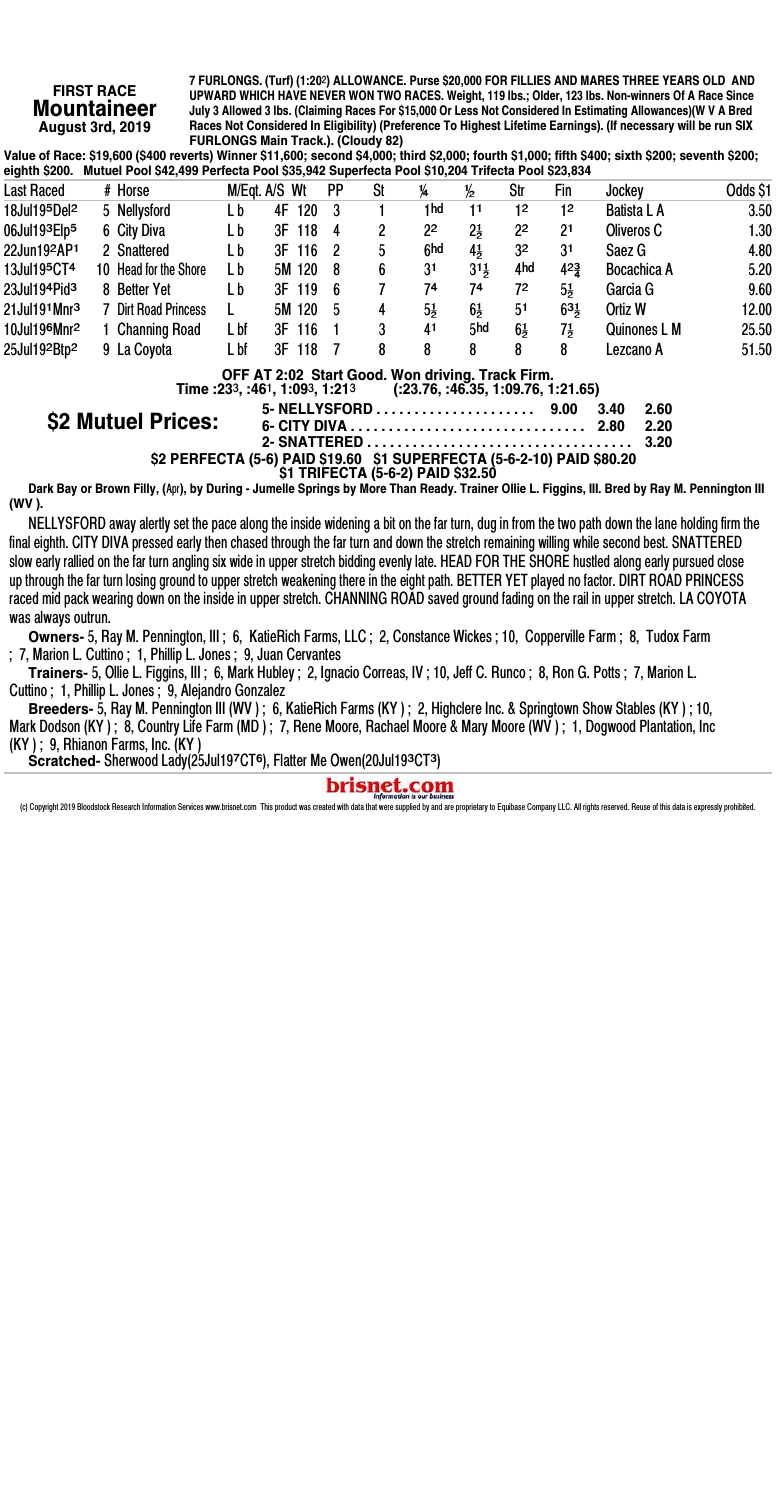**FIRST RACE**
**Mountaineer**
**August 3rd, 2019**

**7 FURLONGS. (Turf) (1:20²) ALLOWANCE. Purse $20,000 FOR FILLIES AND MARES THREE YEARS OLD AND UPWARD WHICH HAVE NEVER WON TWO RACES. Weight, 119 lbs.; Older, 123 lbs. Non-winners Of A Race Since July 3 Allowed 3 lbs. (Claiming Races For $15,000 Or Less Not Considered In Estimating Allowances)(W V A Bred Races Not Considered In Eligibility) (Preference To Highest Lifetime Earnings). (If necessary will be run SIX FURLONGS Main Track.). (Cloudy 82)**

**Value of Race: $19,600 ($400 reverts) Winner $11,600; second $4,000; third $2,000; fourth $1,000; fifth $400; sixth $200; seventh $200; eighth $200. Mutuel Pool $42,499 Perfecta Pool $35,942 Superfecta Pool $10,204 Trifecta Pool $23,834**

| Last Raced | # Horse | M/Eqt. | A/S | Wt | PP | St | ¼ | ½ | Str | Fin | Jockey | Odds $1 |
|---|---|---|---|---|---|---|---|---|---|---|---|---|
| 18Jul19⁵Del² | 5 Nellysford | L b | 4F | 120 | 3 | 1 | 1hd | 1¹ | 1² | 1² | Batista L A | 3.50 |
| 06Jul19³Elp⁵ | 6 City Diva | L b | 3F | 118 | 4 | 2 | 2² | 2½ | 2² | 2¹ | Oliveros C | 1.30 |
| 22Jun19²AP¹ | 2 Snattered | L b | 3F | 116 | 2 | 5 | 6hd | 4½ | 3² | 3¹ | Saez G | 4.80 |
| 13Jul19⁵CT⁴ | 10 Head for the Shore | L b | 5M | 120 | 8 | 6 | 3¹ | 3¹½ | 4hd | 4²¾ | Bocachica A | 5.20 |
| 23Jul19⁴Pid³ | 8 Better Yet | L b | 3F | 119 | 6 | 7 | 7⁴ | 7⁴ | 7² | 5½ | Garcia G | 9.60 |
| 21Jul19¹Mnr³ | 7 Dirt Road Princess | L | 5M | 120 | 5 | 4 | 5½ | 6½ | 5¹ | 6³½ | Ortiz W | 12.00 |
| 10Jul19⁶Mnr² | 1 Channing Road | L bf | 3F | 116 | 1 | 3 | 4¹ | 5hd | 6½ | 7½ | Quinones L M | 25.50 |
| 25Jul19²Btp² | 9 La Coyota | L bf | 3F | 118 | 7 | 8 | 8 | 8 | 8 | 8 | Lezcano A | 51.50 |

**OFF AT 2:02 Start Good. Won driving. Track Firm.**
**Time :23³, :46¹, 1:09³, 1:21³ (:23.76, :46.35, 1:09.76, 1:21.65)**

**$2 Mutuel Prices:**

| | | | |
|---|---|---|---|
| 5- NELLYSFORD | 9.00 | 3.40 | 2.60 |
| 6- CITY DIVA | | 2.80 | 2.20 |
| 2- SNATTERED | | | 3.20 |

**$2 PERFECTA (5-6) PAID $19.60 $1 SUPERFECTA (5-6-2-10) PAID $80.20**
**$1 TRIFECTA (5-6-2) PAID $32.50**

**Dark Bay or Brown Filly, (Apr), by During - Jumelle Springs by More Than Ready. Trainer Ollie L. Figgins, III. Bred by Ray M. Pennington III (WV ).**

NELLYSFORD away alertly set the pace along the inside widening a bit on the far turn, dug in from the two path down the lane holding firm the final eighth. CITY DIVA pressed early then chased through the far turn and down the stretch remaining willing while second best. SNATTERED slow early rallied on the far turn angling six wide in upper stretch bidding evenly late. HEAD FOR THE SHORE hustled along early pursued close up through the far turn losing ground to upper stretch weakening there in the eight path. BETTER YET played no factor. DIRT ROAD PRINCESS raced mid pack wearing down on the inside in upper stretch. CHANNING ROAD saved ground fading on the rail in upper stretch. LA COYOTA was always outrun.

**Owners-** 5, Ray M. Pennington, III ; 6, KatieRich Farms, LLC ; 2, Constance Wickes ; 10, Copperville Farm ; 8, Tudox Farm ; 7, Marion L. Cuttino ; 1, Phillip L. Jones ; 9, Juan Cervantes

**Trainers-** 5, Ollie L. Figgins, III ; 6, Mark Hubley ; 2, Ignacio Correas, IV ; 10, Jeff C. Runco ; 8, Ron G. Potts ; 7, Marion L. Cuttino ; 1, Phillip L. Jones ; 9, Alejandro Gonzalez

**Breeders-** 5, Ray M. Pennington III (WV ) ; 6, KatieRich Farms (KY ) ; 2, Highclere Inc. & Springtown Show Stables (KY ) ; 10, Mark Dodson (KY ) ; 8, Country Life Farm (MD ) ; 7, Rene Moore, Rachael Moore & Mary Moore (WV ) ; 1, Dogwood Plantation, Inc (KY ) ; 9, Rhianon Farms, Inc. (KY )

**Scratched-** Sherwood Lady(25Jul19⁷CT⁶), Flatter Me Owen(20Jul19³CT³)

brisnet.com

(c) Copyright 2019 Bloodstock Research Information Services www.brisnet.com This product was created with data that were supplied by and are proprietary to Equibase Company LLC. All rights reserved. Reuse of this data is expressly prohibited.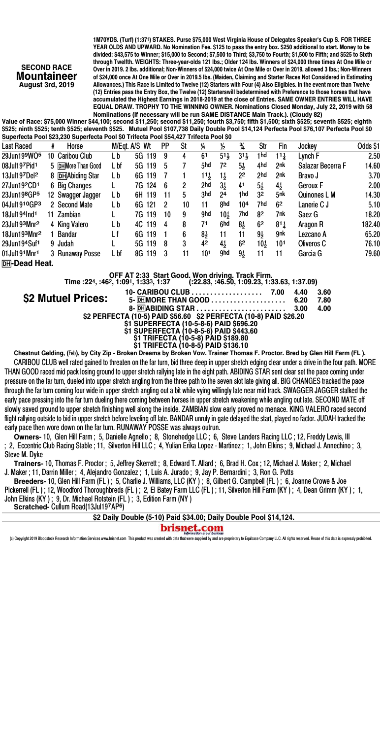**SECOND RACE**
# Mountaineer
**August 3rd, 2019**

**1M70YDS. (Turf) (1:37¹) STAKES. Purse $75,000 West Virginia House of Delegates Speaker's Cup S. FOR THREE YEAR OLDS AND UPWARD. No Nomination Fee. $125 to pass the entry box. $250 additional to start. Money to be divided: $43,575 to Winner; $15,000 to Second; $7,500 to Third; $3,750 to Fourth; $1,500 to Fifth; and $525 to Sixth through Twelfth. WEIGHTS: Three-year-olds 121 lbs.; Older 124 lbs. Winners of $24,000 three times At One Mile or Over in 2019. 2 lbs. additional; Non-Winners of $24,000 twice At One Mile or Over in 2019. allowed 3 lbs.; Non-Winners of $24,000 once At One Mile or Over in 2019.5 lbs. (Maiden, Claiming and Starter Races Not Considered in Estimating Allowances.) This Race is Limited to Twelve (12) Starters with Four (4) Also Eligibles. In the event more than Twelve (12) Entries pass the Entry Box, the Twelve (12) Starterswill bedetermined with Preference to those horses that have accumulated the Highest Earnings in 2018-2019 at the close of Entries. SAME OWNER ENTRIES WILL HAVE EQUAL DRAW. TROPHY TO THE WINNING OWNER. Nominations Closed Monday, July 22, 2019 with 58 Nomiinations (If necessary will be run SAME DISTANCE Main Track.). (Cloudy 82)**

**Value of Race: $75,000 Winner $44,100; second $11,250; second $11,250; fourth $3,750; fifth $1,500; sixth $525; seventh $525; eighth $525; ninth $525; tenth $525; eleventh $525. Mutuel Pool $107,738 Daily Double Pool $14,124 Perfecta Pool $76,107 Perfecta Pool $0 Superfecta Pool $23,230 Superfecta Pool $0 Trifecta Pool $54,427 Trifecta Pool $0**

| Last Raced | # | Horse | M/Eqt. | A/S | Wt | PP | St | ¼ | ½ | ¾ | Str | Fin | Jockey | Odds $1 |
|---|---|---|---|---|---|---|---|---|---|---|---|---|---|---|
| 29Jun19 9WO5 | 10 | Caribou Club | L b | 5G | 119 | 9 | 4 | 6¹ | 5^1½ | 3^1½ | 1hd | 1^1¼ | Lynch F | 2.50 |
| 08Jul19 7Pid1 | 5 | DH More Than Good | L bf | 5G | 119 | 5 | 7 | 5hd | 7² | 5½ | 4hd | 2nk | Salazar Becerra F | 14.60 |
| 13Jul19 7Del2 | 8 | DH Abiding Star | L b | 6G | 119 | 7 | 1 | 1^1½ | 1½ | 2² | 2hd | 2nk | Bravo J | 3.70 |
| 27Jun19 2CD1 | 6 | Big Changes | L | 7G | 124 | 6 | 2 | 2hd | 3½ | 4¹ | 5½ | 4½ | Geroux F | 2.00 |
| 23Jun19 8GP5 | 12 | Swagger Jagger | L b | 6H | 119 | 11 | 5 | 3hd | 2⁴ | 1hd | 3² | 5nk | Quinones L M | 14.30 |
| 04Jul19 10GP3 | 2 | Second Mate | L b | 6G | 121 | 2 | 10 | 11 | 8hd | 10⁴ | 7hd | 6² | Lanerie C J | 5.10 |
| 18Jul19 4Ind1 | 11 | Zambian | L | 7G | 119 | 10 | 9 | 9hd | 10½ | 7hd | 8² | 7nk | Saez G | 18.20 |
| 23Jul19 3Mnr2 | 4 | King Valero | L b | 4C | 119 | 4 | 8 | 7¹ | 6hd | 8½ | 6² | 8^1¼ | Aragon R | 182.40 |
| 18Jun19 3Mnr2 | 1 | Bandar | L f | 6G | 119 | 1 | 6 | 8½ | 11 | 11 | 9½ | 9nk | Lezcano A | 65.20 |
| 29Jun19 4Suf1 | 9 | Judah | L | 5G | 119 | 8 | 3 | 4² | 4½ | 6² | 10½ | 10¹ | Oliveros C | 76.10 |
| 01Jul19 1Mnr1 | 3 | Runaway Posse | L bf | 8G | 119 | 3 | 11 | 10¹ | 9hd | 9½ | 11 | 11 | Garcia G | 79.60 |

DH-Dead Heat.

**OFF AT 2:33 Start Good. Won driving. Track Firm.**
**Time :22⁴, :46², 1:09¹, 1:33³, 1:37 (:22.83, :46.50, 1:09.23, 1:33.63, 1:37.09)**

**$2 Mutuel Prices:**

| | | | |
|---|---|---|---|
| 10- CARIBOU CLUB | 7.00 | 4.40 | 3.60 |
| 5- DH MORE THAN GOOD | | 6.20 | 7.80 |
| 8- DH ABIDING STAR | | 3.00 | 4.00 |

**$2 PERFECTA (10-5) PAID $56.60 $2 PERFECTA (10-8) PAID $26.20**
**$1 SUPERFECTA (10-5-8-6) PAID $696.20**
**$1 SUPERFECTA (10-8-5-6) PAID $443.60**
**$1 TRIFECTA (10-5-8) PAID $189.80**
**$1 TRIFECTA (10-8-5) PAID $136.10**

**Chestnut Gelding, (Feb), by City Zip - Broken Dreams by Broken Vow. Trainer Thomas F. Proctor. Bred by Glen Hill Farm (FL ).**

CARIBOU CLUB well rated gained to threaten on the far turn, bid three deep in upper stretch edging clear under a drive in the four path. MORE THAN GOOD raced mid pack losing ground to upper stretch rallying late in the eight path. ABIDING STAR sent clear set the pace coming under pressure on the far turn, dueled into upper stretch angling from the three path to the seven slot late giving all. BIG CHANGES tracked the pace through the far turn coming four wide in upper stretch angling out a bit while vying willingly late near mid track. SWAGGER JAGGER stalked the early pace pressing into the far turn dueling there coming between horses in upper stretch weakening while angling out late. SECOND MATE off slowly saved ground to upper stretch finishing well along the inside. ZAMBIAN slow early proved no menace. KING VALERO raced second flight rallying outside to bid in upper stretch before leveling off late. BANDAR unruly in gate delayed the start, played no factor. JUDAH tracked the early pace then wore down on the far turn. RUNAWAY POSSE was always outrun.

**Owners-** 10, Glen Hill Farm ; 5, Danielle Agnello ; 8, Stonehedge LLC ; 6, Steve Landers Racing LLC ; 12, Freddy Lewis, III ; 2, Eccentric Club Racing Stable ; 11, Silverton Hill LLC ; 4, Yulian Erika Lopez - Martinez ; 1, John Elkins ; 9, Michael J. Annechino ; 3, Steve M. Dyke

**Trainers-** 10, Thomas F. Proctor ; 5, Jeffrey Skerrett ; 8, Edward T. Allard ; 6, Brad H. Cox ; 12, Michael J. Maker ; 2, Michael J. Maker ; 11, Darrin Miller ; 4, Alejandro Gonzalez ; 1, Luis A. Jurado ; 9, Jay P. Bernardini ; 3, Ron G. Potts

**Breeders-** 10, Glen Hill Farm (FL ) ; 5, Charlie J. Williams, LLC (KY ) ; 8, Gilbert G. Campbell (FL ) ; 6, Joanne Crowe & Joe Pickerrell (FL ) ; 12, Woodford Thoroughbreds (FL ) ; 2, El Batey Farm LLC (FL ) ; 11, Silverton Hill Farm (KY ) ; 4, Dean Grimm (KY ) ; 1, John Elkins (KY ) ; 9, Dr. Michael Rotstein (FL ) ; 3, Edition Farm (NY )

**Scratched-** Cullum Road(13Jul17AP6)

**$2 Daily Double (5-10) Paid $34.00; Daily Double Pool $14,124.**

brisnet.com

(c) Copyright 2019 Bloodstock Research Information Services www.brisnet.com This product was created with data that were supplied by and are proprietary to Equibase Company LLC. All rights reserved. Reuse of this data is expressly prohibited.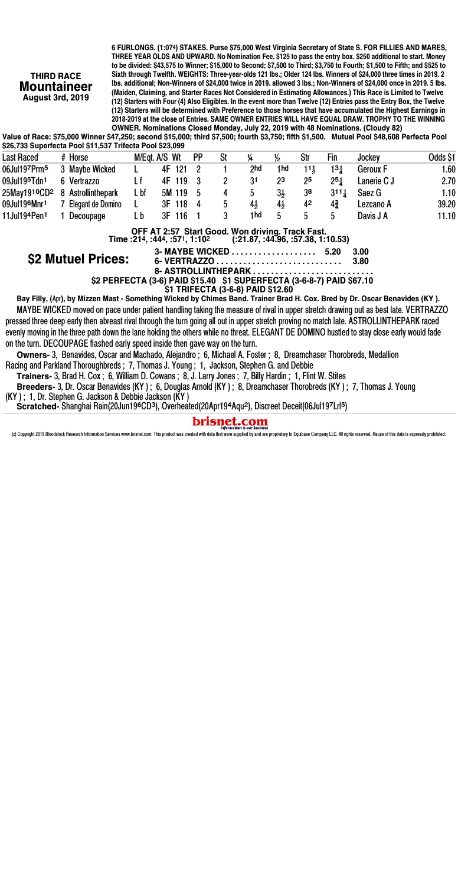**THIRD RACE**
**Mountaineer**
**August 3rd, 2019**

**6 FURLONGS. (1:07[4]) STAKES. Purse $75,000 West Virginia Secretary of State S. FOR FILLIES AND MARES, THREE YEAR OLDS AND UPWARD. No Nomination Fee. $125 to pass the entry box. $250 additional to start. Money to be divided: $43,575 to Winner; $15,000 to Second; $7,500 to Third; $3,750 to Fourth; $1,500 to Fifth; and $525 to Sixth through Twelfth. WEIGHTS: Three-year-olds 121 lbs.; Older 124 lbs. Winners of $24,000 three times in 2019. 2 lbs. additional; Non-Winners of $24,000 twice in 2019. allowed 3 lbs.; Non-Winners of $24,000 once in 2019. 5 lbs. (Maiden, Claiming, and Starter Races Not Considered in Estimating Allowances.) This Race is Limited to Twelve (12) Starters with Four (4) Also Eligibles. In the event more than Twelve (12) Entries pass the Entry Box, the Twelve (12) Starters will be determined with Preference to those horses that have accumulated the Highest Earnings in 2018-2019 at the close of Entries. SAME OWNER ENTRIES WILL HAVE EQUAL DRAW. TROPHY TO THE WINNING OWNER. Nominations Closed Monday, July 22, 2019 with 48 Nominations. (Cloudy 82)**

**Value of Race: $75,000 Winner $47,250; second $15,000; third $7,500; fourth $3,750; fifth $1,500. Mutuel Pool $48,608 Perfecta Pool $26,733 Superfecta Pool $11,537 Trifecta Pool $23,099**

| Last Raced | # Horse | M/Eqt. | A/S | Wt | PP | St | ¼ | ½ | Str | Fin | Jockey | Odds $1 |
|---|---|---|---|---|---|---|---|---|---|---|---|---|
| 06Jul19 7Prm 5 | 3 Maybe Wicked | L | 4F | 121 | 2 | 1 | 2hd | 1hd | 1 1½ | 1 3¾ | Geroux F | 1.60 |
| 09Jul19 5Tdn 1 | 6 Vertrazzo | L f | 4F | 119 | 3 | 2 | 3 1 | 2 3 | 2 5 | 2 5¼ | Lanerie C J | 2.70 |
| 25May19 10CD 2 | 8 Astrollinthepark | L bf | 5M | 119 | 5 | 4 | 5 | 3½ | 3 8 | 3 11¼ | Saez G | 1.10 |
| 09Jul19 6Mnr 1 | 7 Elegant de Domino | L | 3F | 118 | 4 | 5 | 4½ | 4½ | 4 2 | 4¾ | Lezcano A | 39.20 |
| 11Jul19 4Pen 1 | 1 Decoupage | L b | 3F | 116 | 1 | 3 | 1hd | 5 | 5 | 5 | Davis J A | 11.10 |

**OFF AT 2:57 Start Good. Won driving. Track Fast.**
**Time :21[4], :44[4], :57[1], 1:10[2] (:21.87, :44.96, :57.38, 1:10.53)**

**$2 Mutuel Prices:**

| | | | |
|---|---|---|---|
| 3- MAYBE WICKED | 5.20 | 3.00 | |
| 6- VERTRAZZO | | 3.80 | |
| 8- ASTROLLINTHEPARK | | | |

**$2 PERFECTA (3-6) PAID $15.40 $1 SUPERFECTA (3-6-8-7) PAID $67.10**
**$1 TRIFECTA (3-6-8) PAID $12.60**

**Bay Filly, (Apr), by Mizzen Mast - Something Wicked by Chimes Band. Trainer Brad H. Cox. Bred by Dr. Oscar Benavides (KY ).**

MAYBE WICKED moved on pace under patient handling taking the measure of rival in upper stretch drawing out as best late. VERTRAZZO pressed three deep early then abreast rival through the turn going all out in upper stretch proving no match late. ASTROLLINTHEPARK raced evenly moving in the three path down the lane holding the others while no threat. ELEGANT DE DOMINO hustled to stay close early would fade on the turn. DECOUPAGE flashed early speed inside then gave way on the turn.

**Owners-** 3, Benavides, Oscar and Machado, Alejandro ; 6, Michael A. Foster ; 8, Dreamchaser Thorobreds, Medallion Racing and Parkland Thoroughbreds ; 7, Thomas J. Young ; 1, Jackson, Stephen G. and Debbie

**Trainers-** 3, Brad H. Cox ; 6, William D. Cowans ; 8, J. Larry Jones ; 7, Billy Hardin ; 1, Flint W. Stites

**Breeders-** 3, Dr. Oscar Benavides (KY ) ; 6, Douglas Arnold (KY ) ; 8, Dreamchaser Thorobreds (KY ) ; 7, Thomas J. Young (KY ) ; 1, Dr. Stephen G. Jackson & Debbie Jackson (KY )

**Scratched-** Shanghai Rain(20Jun19 6CD 3), Overheated(20Apr19 4Aqu 2), Discreet Deceit(06Jul19 7Lrl 5)

(c) Copyright 2019 Bloodstock Research Information Services www.brisnet.com This product was created with data that were supplied by and are proprietary to Equibase Company LLC. All rights reserved. Reuse of this data is expressly prohibited.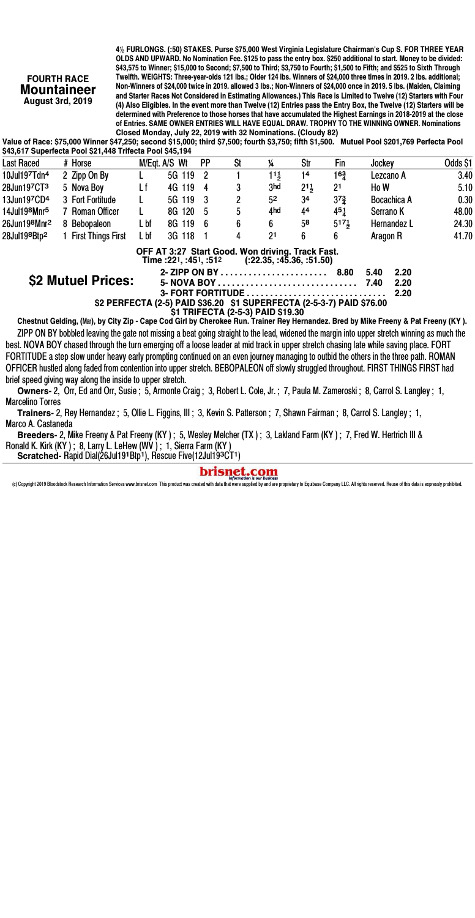**FOURTH RACE**
**Mountaineer**
**August 3rd, 2019**

**4½ FURLONGS. (:50) STAKES. Purse $75,000 West Virginia Legislature Chairman's Cup S. FOR THREE YEAR OLDS AND UPWARD. No Nomination Fee. $125 to pass the entry box. $250 additional to start. Money to be divided: $43,575 to Winner; $15,000 to Second; $7,500 to Third; $3,750 to Fourth; $1,500 to Fifth; and $525 to Sixth Through Twelfth. WEIGHTS: Three-year-olds 121 lbs.; Older 124 lbs. Winners of $24,000 three times in 2019. 2 lbs. additional; Non-Winners of $24,000 twice in 2019. allowed 3 lbs.; Non-Winners of $24,000 once in 2019. 5 lbs. (Maiden, Claiming and Starter Races Not Considered in Estimating Allowances.) This Race is Limited to Twelve (12) Starters with Four (4) Also Eligibles. In the event more than Twelve (12) Entries pass the Entry Box, the Twelve (12) Starters will be determined with Preference to those horses that have accumulated the Highest Earnings in 2018-2019 at the close of Entries. SAME OWNER ENTRIES WILL HAVE EQUAL DRAW. TROPHY TO THE WINNING OWNER. Nominations Closed Monday, July 22, 2019 with 32 Nominations. (Cloudy 82)**

**Value of Race: $75,000 Winner $47,250; second $15,000; third $7,500; fourth $3,750; fifth $1,500. Mutuel Pool $201,769 Perfecta Pool $43,617 Superfecta Pool $21,448 Trifecta Pool $45,194**

| Last Raced | # Horse | M/Eqt. | A/S | Wt | PP | St | ¼ | Str | Fin | Jockey | Odds $1 |
|---|---|---|---|---|---|---|---|---|---|---|---|
| 10Jul19 7Tdn 4 | 2 Zipp On By | L | 5G | 119 | 2 | 1 | 1 1½ | 1 4 | 1 6¾ | Lezcano A | 3.40 |
| 28Jun19 7CT 3 | 5 Nova Boy | L f | 4G | 119 | 4 | 3 | 3 hd | 2 1½ | 2 1 | Ho W | 5.10 |
| 13Jun19 7CD 4 | 3 Fort Fortitude | L | 5G | 119 | 3 | 2 | 5 2 | 3 4 | 3 7¾ | Bocachica A | 0.30 |
| 14Jul19 8Mnr 5 | 7 Roman Officer | L | 8G | 120 | 5 | 5 | 4 hd | 4 4 | 4 5¼ | Serrano K | 48.00 |
| 26Jun19 8Mnr 2 | 8 Bebopaleon | L bf | 8G | 119 | 6 | 6 | 6 | 5 8 | 5 17½ | Hernandez L | 24.30 |
| 28Jul19 8Btp 2 | 1 First Things First | L bf | 3G | 118 | 1 | 4 | 2 1 | 6 | 6 | Aragon R | 41.70 |

**OFF AT 3:27 Start Good. Won driving. Track Fast.**
**Time :22 1, :45 1, :51 2 (:22.35, :45.36, :51.50)**

**$2 Mutuel Prices:**

| | | | |
|---|---|---|---|
| 2- ZIPP ON BY | 8.80 | 5.40 | 2.20 |
| 5- NOVA BOY | | 7.40 | 2.20 |
| 3- FORT FORTITUDE | | | 2.20 |

**$2 PERFECTA (2-5) PAID $36.20 $1 SUPERFECTA (2-5-3-7) PAID $76.00**
**$1 TRIFECTA (2-5-3) PAID $19.30**

**Chestnut Gelding, (Mar), by City Zip - Cape Cod Girl by Cherokee Run. Trainer Rey Hernandez. Bred by Mike Freeny & Pat Freeny (KY ).**

ZIPP ON BY bobbled leaving the gate not missing a beat going straight to the lead, widened the margin into upper stretch winning as much the best. NOVA BOY chased through the turn emerging off a loose leader at mid track in upper stretch chasing late while saving place. FORT FORTITUDE a step slow under heavy early prompting continued on an even journey managing to outbid the others in the three path. ROMAN OFFICER hustled along faded from contention into upper stretch. BEBOPALEON off slowly struggled throughout. FIRST THINGS FIRST had brief speed giving way along the inside to upper stretch.

**Owners-** 2, Orr, Ed and Orr, Susie ; 5, Armonte Craig ; 3, Robert L. Cole, Jr. ; 7, Paula M. Zameroski ; 8, Carrol S. Langley ; 1, Marcelino Torres

**Trainers-** 2, Rey Hernandez ; 5, Ollie L. Figgins, III ; 3, Kevin S. Patterson ; 7, Shawn Fairman ; 8, Carrol S. Langley ; 1, Marco A. Castaneda

**Breeders-** 2, Mike Freeny & Pat Freeny (KY ) ; 5, Wesley Melcher (TX ) ; 3, Lakland Farm (KY ) ; 7, Fred W. Hertrich III & Ronald K. Kirk (KY ) ; 8, Larry L. LeHew (WV ) ; 1, Sierra Farm (KY )

**Scratched-** Rapid Dial(26Jul19 1Btp 1), Rescue Five(12Jul19 3CT 1)

(c) Copyright 2019 Bloodstock Research Information Services www.brisnet.com This product was created with data that were supplied by and are proprietary to Equibase Company LLC. All rights reserved. Reuse of this data is expressly prohibited.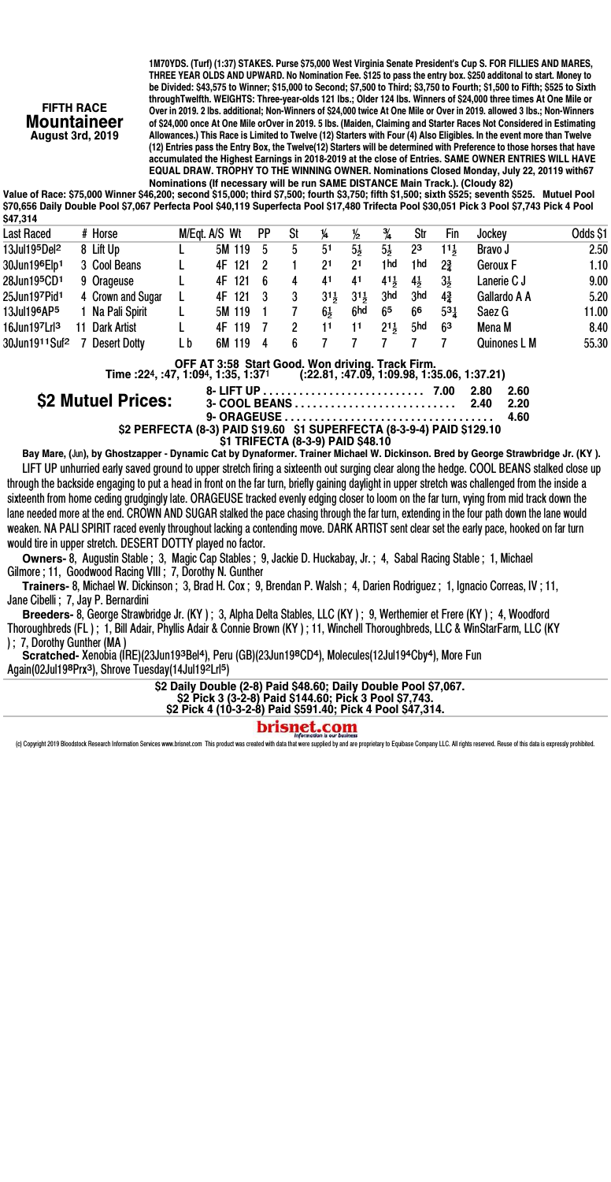**FIFTH RACE**
# Mountaineer
**August 3rd, 2019**

**1M70YDS. (Turf) (1:37) STAKES. Purse $75,000 West Virginia Senate President's Cup S. FOR FILLIES AND MARES, THREE YEAR OLDS AND UPWARD. No Nomination Fee. $125 to pass the entry box. $250 additonal to start. Money to be Divided: $43,575 to Winner; $15,000 to Second; $7,500 to Third; $3,750 to Fourth; $1,500 to Fifth; $525 to Sixth throughTwelfth. WEIGHTS: Three-year-olds 121 lbs.; Older 124 lbs. Winners of $24,000 three times At One Mile or Over in 2019. 2 lbs. additional; Non-Winners of $24,000 twice At One Mile or Over in 2019. allowed 3 lbs.; Non-Winners of $24,000 once At One Mile orOver in 2019. 5 lbs. (Maiden, Claiming and Starter Races Not Considered in Estimating Allowances.) This Race is Limited to Twelve (12) Starters with Four (4) Also Eligibles. In the event more than Twelve (12) Entries pass the Entry Box, the Twelve(12) Starters will be determined with Preference to those horses that have accumulated the Highest Earnings in 2018-2019 at the close of Entries. SAME OWNER ENTRIES WILL HAVE EQUAL DRAW. TROPHY TO THE WINNING OWNER. Nominations Closed Monday, July 22, 20119 with67 Nominations (If necessary will be run SAME DISTANCE Main Track.). (Cloudy 82)**

**Value of Race: $75,000 Winner $46,200; second $15,000; third $7,500; fourth $3,750; fifth $1,500; sixth $525; seventh $525. Mutuel Pool $70,656 Daily Double Pool $7,067 Perfecta Pool $40,119 Superfecta Pool $17,480 Trifecta Pool $30,051 Pick 3 Pool $7,743 Pick 4 Pool $47,314**

| Last Raced | # | Horse | M/Eqt. | A/S | Wt | PP | St | ¼ | ½ | ¾ | Str | Fin | Jockey | Odds $1 |
|---|---|---|---|---|---|---|---|---|---|---|---|---|---|---|
| 13Jul19 5Del2 | 8 | Lift Up | L | 5M | 119 | 5 | 5 | 5 1 | 5 ½ | 5 ½ | 2 3 | 1 1½ | Bravo J | 2.50 |
| 30Jun19 6Elp1 | 3 | Cool Beans | L | 4F | 121 | 2 | 1 | 2 1 | 2 1 | 1 hd | 1 hd | 2 ¾ | Geroux F | 1.10 |
| 28Jun19 5CD1 | 9 | Orageuse | L | 4F | 121 | 6 | 4 | 4 1 | 4 1 | 4 1½ | 4 ½ | 3 ½ | Lanerie C J | 9.00 |
| 25Jun19 7Pid1 | 4 | Crown and Sugar | L | 4F | 121 | 3 | 3 | 3 1½ | 3 1½ | 3 hd | 3 hd | 4 ¾ | Gallardo A A | 5.20 |
| 13Jul19 6AP5 | 1 | Na Pali Spirit | L | 5M | 119 | 1 | 7 | 6 ½ | 6 hd | 6 5 | 6 6 | 5 3¼ | Saez G | 11.00 |
| 16Jun19 7Lrl3 | 11 | Dark Artist | L | 4F | 119 | 7 | 2 | 1 1 | 1 1 | 2 1½ | 5 hd | 6 3 | Mena M | 8.40 |
| 30Jun19 11Suf2 | 7 | Desert Dotty | L b | 6M | 119 | 4 | 6 | 7 | 7 | 7 | 7 | 7 | Quinones L M | 55.30 |

**OFF AT 3:58 Start Good. Won driving. Track Firm.**
**Time :22⁴, :47, 1:09⁴, 1:35, 1:37¹ (:22.81, :47.09, 1:09.98, 1:35.06, 1:37.21)**

**$2 Mutuel Prices:**

| | | | |
|---|---|---|---|
| 8- LIFT UP | 7.00 | 2.80 | 2.60 |
| 3- COOL BEANS | | 2.40 | 2.20 |
| 9- ORAGEUSE | | | 4.60 |

**$2 PERFECTA (8-3) PAID $19.60 $1 SUPERFECTA (8-3-9-4) PAID $129.10**
**$1 TRIFECTA (8-3-9) PAID $48.10**

**Bay Mare, (Jun), by Ghostzapper - Dynamic Cat by Dynaformer. Trainer Michael W. Dickinson. Bred by George Strawbridge Jr. (KY ).**

LIFT UP unhurried early saved ground to upper stretch firing a sixteenth out surging clear along the hedge. COOL BEANS stalked close up through the backside engaging to put a head in front on the far turn, briefly gaining daylight in upper stretch was challenged from the inside a sixteenth from home ceding grudgingly late. ORAGEUSE tracked evenly edging closer to loom on the far turn, vying from mid track down the lane needed more at the end. CROWN AND SUGAR stalked the pace chasing through the far turn, extending in the four path down the lane would weaken. NA PALI SPIRIT raced evenly throughout lacking a contending move. DARK ARTIST sent clear set the early pace, hooked on far turn would tire in upper stretch. DESERT DOTTY played no factor.

**Owners-** 8, Augustin Stable ; 3, Magic Cap Stables ; 9, Jackie D. Huckabay, Jr. ; 4, Sabal Racing Stable ; 1, Michael Gilmore ; 11, Goodwood Racing VIII ; 7, Dorothy N. Gunther

**Trainers-** 8, Michael W. Dickinson ; 3, Brad H. Cox ; 9, Brendan P. Walsh ; 4, Darien Rodriguez ; 1, Ignacio Correas, IV ; 11, Jane Cibelli ; 7, Jay P. Bernardini

**Breeders-** 8, George Strawbridge Jr. (KY ) ; 3, Alpha Delta Stables, LLC (KY ) ; 9, Werthemier et Frere (KY ) ; 4, Woodford Thoroughbreds (FL ) ; 1, Bill Adair, Phyllis Adair & Connie Brown (KY ) ; 11, Winchell Thoroughbreds, LLC & WinStarFarm, LLC (KY ) ; 7, Dorothy Gunther (MA )

**Scratched-** Xenobia (IRE)(23Jun19 3Bel4), Peru (GB)(23Jun19 8CD4), Molecules(12Jul19 4Cby4), More Fun Again(02Jul19 8Prx3), Shrove Tuesday(14Jul19 2Lrl5)

**$2 Daily Double (2-8) Paid $48.60; Daily Double Pool $7,067.**
**$2 Pick 3 (3-2-8) Paid $144.60; Pick 3 Pool $7,743.**
**$2 Pick 4 (10-3-2-8) Paid $591.40; Pick 4 Pool $47,314.**

brisnet.com
Information is our business

(c) Copyright 2019 Bloodstock Research Information Services www.brisnet.com This product was created with data that were supplied by and are proprietary to Equibase Company LLC. All rights reserved. Reuse of this data is expressly prohibited.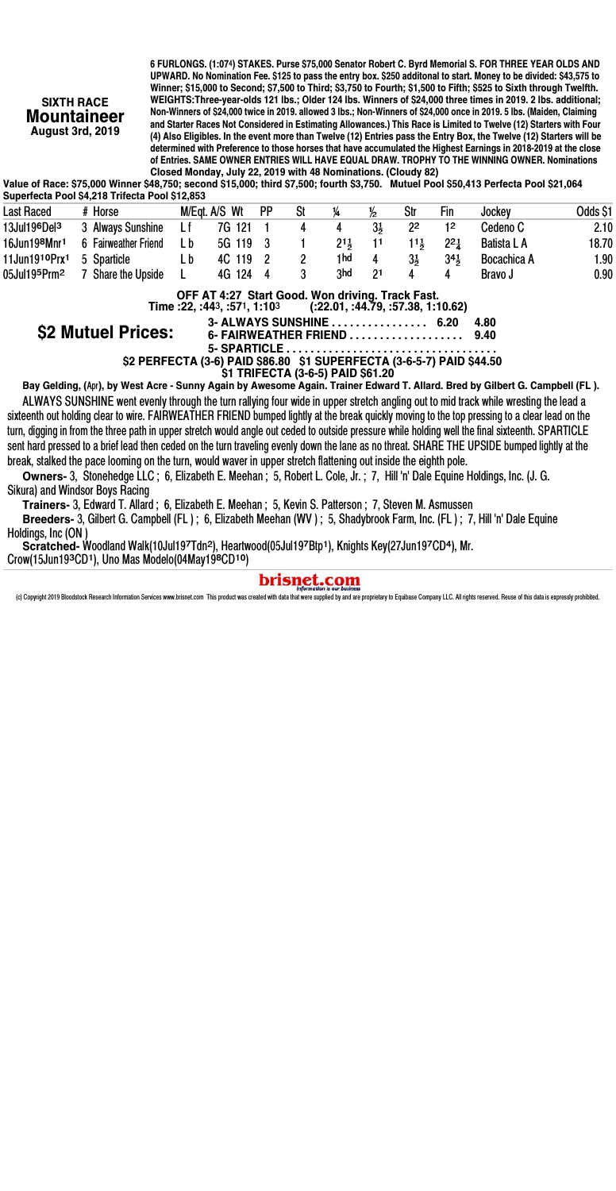**SIXTH RACE**
**Mountaineer**
**August 3rd, 2019**

**6 FURLONGS. (1:07⁴) STAKES. Purse $75,000 Senator Robert C. Byrd Memorial S. FOR THREE YEAR OLDS AND UPWARD. No Nomination Fee. $125 to pass the entry box. $250 additonal to start. Money to be divided: $43,575 to Winner; $15,000 to Second; $7,500 to Third; $3,750 to Fourth; $1,500 to Fifth; $525 to Sixth through Twelfth. WEIGHTS:Three-year-olds 121 lbs.; Older 124 lbs. Winners of $24,000 three times in 2019. 2 lbs. additional; Non-Winners of $24,000 twice in 2019. allowed 3 lbs.; Non-Winners of $24,000 once in 2019. 5 lbs. (Maiden, Claiming and Starter Races Not Considered in Estimating Allowances.) This Race is Limited to Twelve (12) Starters with Four (4) Also Eligibles. In the event more than Twelve (12) Entries pass the Entry Box, the Twelve (12) Starters will be determined with Preference to those horses that have accumulated the Highest Earnings in 2018-2019 at the close of Entries. SAME OWNER ENTRIES WILL HAVE EQUAL DRAW. TROPHY TO THE WINNING OWNER. Nominations Closed Monday, July 22, 2019 with 48 Nominations. (Cloudy 82)**

**Value of Race: $75,000 Winner $48,750; second $15,000; third $7,500; fourth $3,750. Mutuel Pool $50,413 Perfecta Pool $21,064 Superfecta Pool $4,218 Trifecta Pool $12,853**

| Last Raced | # Horse | M/Eqt. | A/S | Wt | PP | St | ¼ | ½ | Str | Fin | Jockey | Odds $1 |
|---|---|---|---|---|---|---|---|---|---|---|---|---|
| 13Jul19 6Del3 | 3 Always Sunshine | L f | 7G | 121 | 1 | 4 | 4 | 3½ | 2² | 1² | Cedeno C | 2.10 |
| 16Jun19 8Mnr1 | 6 Fairweather Friend | L b | 5G | 119 | 3 | 1 | 2 1½ | 1¹ | 1 1½ | 2 2¼ | Batista L A | 18.70 |
| 11Jun19 10Prx1 | 5 Sparticle | L b | 4C | 119 | 2 | 2 | 1hd | 4 | 3½ | 3 4½ | Bocachica A | 1.90 |
| 05Jul19 5Prm2 | 7 Share the Upside | L | 4G | 124 | 4 | 3 | 3hd | 2¹ | 4 | 4 | Bravo J | 0.90 |

**OFF AT 4:27 Start Good. Won driving. Track Fast.**
**Time :22, :44³, :57¹, 1:10³ (:22.01, :44.79, :57.38, 1:10.62)**

**$2 Mutuel Prices:**
3- ALWAYS SUNSHINE ................ 6.20 4.80
6- FAIRWEATHER FRIEND .................. 9.40
5- SPARTICLE ..................................

**$2 PERFECTA (3-6) PAID $86.80 $1 SUPERFECTA (3-6-5-7) PAID $44.50**
**$1 TRIFECTA (3-6-5) PAID $61.20**

**Bay Gelding, (Apr), by West Acre - Sunny Again by Awesome Again. Trainer Edward T. Allard. Bred by Gilbert G. Campbell (FL ).**

ALWAYS SUNSHINE went evenly through the turn rallying four wide in upper stretch angling out to mid track while wresting the lead a sixteenth out holding clear to wire. FAIRWEATHER FRIEND bumped lightly at the break quickly moving to the top pressing to a clear lead on the turn, digging in from the three path in upper stretch would angle out ceded to outside pressure while holding well the final sixteenth. SPARTICLE sent hard pressed to a brief lead then ceded on the turn traveling evenly down the lane as no threat. SHARE THE UPSIDE bumped lightly at the break, stalked the pace looming on the turn, would waver in upper stretch flattening out inside the eighth pole.

**Owners-** 3, Stonehedge LLC ; 6, Elizabeth E. Meehan ; 5, Robert L. Cole, Jr. ; 7, Hill 'n' Dale Equine Holdings, Inc. (J. G. Sikura) and Windsor Boys Racing

**Trainers-** 3, Edward T. Allard ; 6, Elizabeth E. Meehan ; 5, Kevin S. Patterson ; 7, Steven M. Asmussen

**Breeders-** 3, Gilbert G. Campbell (FL ) ; 6, Elizabeth Meehan (WV ) ; 5, Shadybrook Farm, Inc. (FL ) ; 7, Hill 'n' Dale Equine Holdings, Inc (ON )

**Scratched-** Woodland Walk(10Jul19 7Tdn2), Heartwood(05Jul19 7Btp1), Knights Key(27Jun19 7CD4), Mr. Crow(15Jun19 3CD1), Uno Mas Modelo(04May19 8CD10)

brisnet.com
Information is our business

(c) Copyright 2019 Bloodstock Research Information Services www.brisnet.com This product was created with data that were supplied by and are proprietary to Equibase Company LLC. All rights reserved. Reuse of this data is expressly prohibited.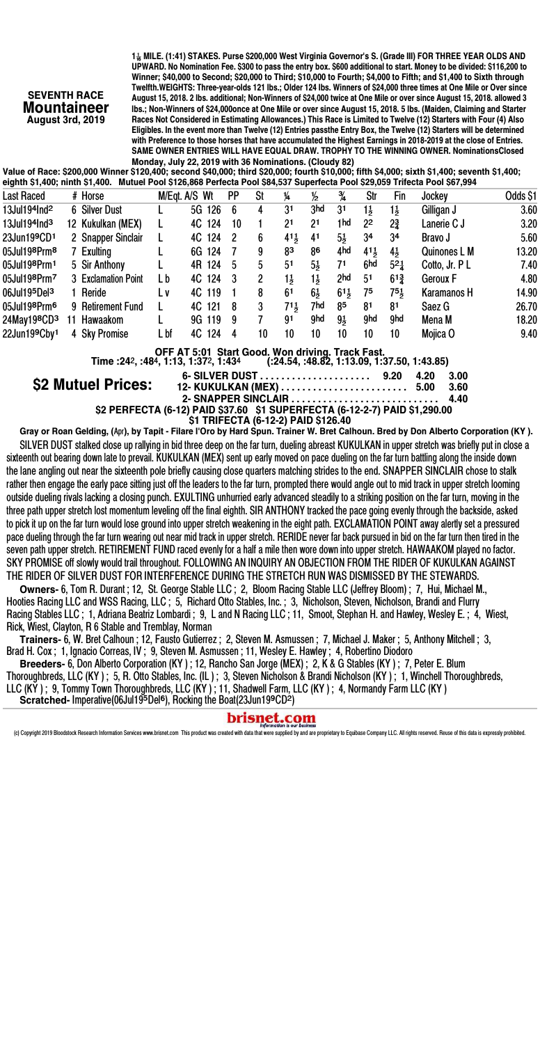**SEVENTH RACE**
**Mountaineer**
**August 3rd, 2019**

**1 1/16 MILE. (1:41) STAKES. Purse $200,000 West Virginia Governor's S. (Grade III) FOR THREE YEAR OLDS AND UPWARD. No Nomination Fee. $300 to pass the entry box. $600 additional to start. Money to be divided: $116,200 to Winner; $40,000 to Second; $20,000 to Third; $10,000 to Fourth; $4,000 to Fifth; and $1,400 to Sixth through Twelfth.WEIGHTS: Three-year-olds 121 lbs.; Older 124 lbs. Winners of $24,000 three times at One Mile or Over since August 15, 2018. 2 lbs. additional; Non-Winners of $24,000 twice at One Mile or over since August 15, 2018. allowed 3 lbs.; Non-Winners of $24,000once at One Mile or over since August 15, 2018. 5 lbs. (Maiden, Claiming and Starter Races Not Considered in Estimating Allowances.) This Race is Limited to Twelve (12) Starters with Four (4) Also Eligibles. In the event more than Twelve (12) Entries passthe Entry Box, the Twelve (12) Starters will be determined with Preference to those horses that have accumulated the Highest Earnings in 2018-2019 at the close of Entries. SAME OWNER ENTRIES WILL HAVE EQUAL DRAW. TROPHY TO THE WINNING OWNER. NominationsClosed Monday, July 22, 2019 with 36 Nominations. (Cloudy 82)**

**Value of Race: $200,000 Winner $120,400; second $40,000; third $20,000; fourth $10,000; fifth $4,000; sixth $1,400; seventh $1,400; eighth $1,400; ninth $1,400. Mutuel Pool $126,868 Perfecta Pool $84,537 Superfecta Pool $29,059 Trifecta Pool $67,994**

| Last Raced | # Horse | M/Eqt. | A/S | Wt | PP | St | 1/4 | 1/2 | 3/4 | Str | Fin | Jockey | Odds $1 |
|---|---|---|---|---|---|---|---|---|---|---|---|---|---|
| 13Jul19 4Ind 2 | 6 Silver Dust | L | 5G | 126 | 6 | 4 | 3 1 | 3 hd | 3 1 | 1 1/2 | 1 1/2 | Gilligan J | 3.60 |
| 13Jul19 4Ind 3 | 12 Kukulkan (MEX) | L | 4C | 124 | 10 | 1 | 2 1 | 2 1 | 1 hd | 2 2 | 2 3/4 | Lanerie C J | 3.20 |
| 23Jun19 9CD 1 | 2 Snapper Sinclair | L | 4C | 124 | 2 | 6 | 4 1 1/2 | 4 1 | 5 1/2 | 3 4 | 3 4 | Bravo J | 5.60 |
| 05Jul19 8Prm 8 | 7 Exulting | L | 6G | 124 | 7 | 9 | 8 3 | 8 6 | 4 hd | 4 1 1/2 | 4 1/2 | Quinones L M | 13.20 |
| 05Jul19 8Prm 1 | 5 Sir Anthony | L | 4R | 124 | 5 | 5 | 5 1 | 5 1/2 | 7 1 | 6 hd | 5 2 1/4 | Cotto, Jr. P L | 7.40 |
| 05Jul19 8Prm 7 | 3 Exclamation Point | L b | 4C | 124 | 3 | 2 | 1 1/2 | 1 1/2 | 2 hd | 5 1 | 6 1 3/4 | Geroux F | 4.80 |
| 06Jul19 5Del 3 | 1 Reride | L v | 4C | 119 | 1 | 8 | 6 1 | 6 1/2 | 6 1 1/2 | 7 5 | 7 5 1/2 | Karamanos H | 14.90 |
| 05Jul19 8Prm 6 | 9 Retirement Fund | L | 4C | 121 | 8 | 3 | 7 1 1/2 | 7 hd | 8 5 | 8 1 | 8 1 | Saez G | 26.70 |
| 24May19 8CD 3 | 11 Hawaakom | L | 9G | 119 | 9 | 7 | 9 1 | 9 hd | 9 1/2 | 9 hd | 9 hd | Mena M | 18.20 |
| 22Jun19 9Cby 1 | 4 Sky Promise | L bf | 4C | 124 | 4 | 10 | 10 | 10 | 10 | 10 | 10 | Mojica O | 9.40 |

**OFF AT 5:01 Start Good. Won driving. Track Fast.**
**Time :24 2, :48 4, 1:13, 1:37 2, 1:43 4 (:24.54, :48.82, 1:13.09, 1:37.50, 1:43.85)**

**$2 Mutuel Prices:**

| | | | |
|---|---|---|---|
| 6- SILVER DUST | 9.20 | 4.20 | 3.00 |
| 12- KUKULKAN (MEX) | | 5.00 | 3.60 |
| 2- SNAPPER SINCLAIR | | | 4.40 |

**$2 PERFECTA (6-12) PAID $37.60 $1 SUPERFECTA (6-12-2-7) PAID $1,290.00**
**$1 TRIFECTA (6-12-2) PAID $126.40**

**Gray or Roan Gelding, (Apr), by Tapit - Filare l'Oro by Hard Spun. Trainer W. Bret Calhoun. Bred by Don Alberto Corporation (KY ).**

SILVER DUST stalked close up rallying in bid three deep on the far turn, dueling abreast KUKULKAN in upper stretch was briefly put in close a sixteenth out bearing down late to prevail. KUKULKAN (MEX) sent up early moved on pace dueling on the far turn battling along the inside down the lane angling out near the sixteenth pole briefly causing close quarters matching strides to the end. SNAPPER SINCLAIR chose to stalk rather then engage the early pace sitting just off the leaders to the far turn, prompted there would angle out to mid track in upper stretch looming outside dueling rivals lacking a closing punch. EXULTING unhurried early advanced steadily to a striking position on the far turn, moving in the three path upper stretch lost momentum leveling off the final eighth. SIR ANTHONY tracked the pace going evenly through the backside, asked to pick it up on the far turn would lose ground into upper stretch weakening in the eight path. EXCLAMATION POINT away alertly set a pressured pace dueling through the far turn wearing out near mid track in upper stretch. RERIDE never far back pursued in bid on the far turn then tired in the seven path upper stretch. RETIREMENT FUND raced evenly for a half a mile then wore down into upper stretch. HAWAAKOM played no factor. SKY PROMISE off slowly would trail throughout. FOLLOWING AN INQUIRY AN OBJECTION FROM THE RIDER OF KUKULKAN AGAINST THE RIDER OF SILVER DUST FOR INTERFERENCE DURING THE STRETCH RUN WAS DISMISSED BY THE STEWARDS.

**Owners-** 6, Tom R. Durant ; 12, St. George Stable LLC ; 2, Bloom Racing Stable LLC (Jeffrey Bloom) ; 7, Hui, Michael M., Hooties Racing LLC and WSS Racing, LLC ; 5, Richard Otto Stables, Inc. ; 3, Nicholson, Steven, Nicholson, Brandi and Flurry Racing Stables LLC ; 1, Adriana Beatriz Lombardi ; 9, L and N Racing LLC ; 11, Smoot, Stephan H. and Hawley, Wesley E. ; 4, Wiest, Rick, Wiest, Clayton, R 6 Stable and Tremblay, Norman

**Trainers-** 6, W. Bret Calhoun ; 12, Fausto Gutierrez ; 2, Steven M. Asmussen ; 7, Michael J. Maker ; 5, Anthony Mitchell ; 3, Brad H. Cox ; 1, Ignacio Correas, IV ; 9, Steven M. Asmussen ; 11, Wesley E. Hawley ; 4, Robertino Diodoro

**Breeders-** 6, Don Alberto Corporation (KY ) ; 12, Rancho San Jorge (MEX) ; 2, K & G Stables (KY ) ; 7, Peter E. Blum Thoroughbreds, LLC (KY ) ; 5, R. Otto Stables, Inc. (IL ) ; 3, Steven Nicholson & Brandi Nicholson (KY ) ; 1, Winchell Thoroughbreds, LLC (KY ) ; 9, Tommy Town Thoroughbreds, LLC (KY ) ; 11, Shadwell Farm, LLC (KY ) ; 4, Normandy Farm LLC (KY )

**Scratched-** Imperative(06Jul19 5Del 6), Rocking the Boat(23Jun19 9CD 2)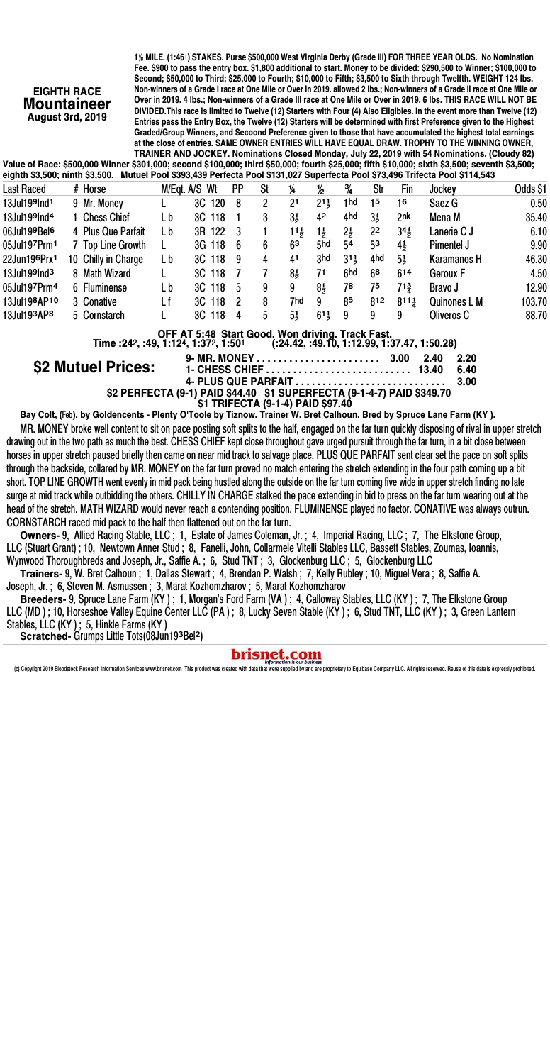**EIGHTH RACE**
**Mountaineer**
**August 3rd, 2019**

**1⅛ MILE. (1:46¹) STAKES. Purse $500,000 West Virginia Derby (Grade III) FOR THREE YEAR OLDS. No Nomination Fee. $900 to pass the entry box. $1,800 additional to start. Money to be divided: $290,500 to Winner; $100,000 to Second; $50,000 to Third; $25,000 to Fourth; $10,000 to Fifth; $3,500 to Sixth through Twelfth. WEIGHT 124 lbs. Non-winners of a Grade I race at One Mile or Over in 2019. allowed 2 lbs.; Non-winners of a Grade II race at One Mile or Over in 2019. 4 lbs.; Non-winners of a Grade III race at One Mile or Over in 2019. 6 lbs. THIS RACE WILL NOT BE DIVIDED.This race is limited to Twelve (12) Starters with Four (4) Also Eligibles. In the event more than Twelve (12) Entries pass the Entry Box, the Twelve (12) Starters will be determined with first Preference given to the Highest Graded/Group Winners, and Secoond Preference given to those that have accumulated the highest total earnings at the close of entries. SAME OWNER ENTRIES WILL HAVE EQUAL DRAW. TROPHY TO THE WINNING OWNER, TRAINER AND JOCKEY. Nominations Closed Monday, July 22, 2019 with 54 Nominations. (Cloudy 82)**

**Value of Race: $500,000 Winner $301,000; second $100,000; third $50,000; fourth $25,000; fifth $10,000; sixth $3,500; seventh $3,500; eighth $3,500; ninth $3,500. Mutuel Pool $393,439 Perfecta Pool $131,027 Superfecta Pool $73,496 Trifecta Pool $114,543**

| Last Raced | # Horse | M/Eqt. | A/S | Wt | PP | St | ¼ | ½ | ¾ | Str | Fin | Jockey | Odds $1 |
|---|---|---|---|---|---|---|---|---|---|---|---|---|---|
| 13Jul19 9Ind1 | 9 Mr. Money | L | 3C | 120 | 8 | 2 | 2¹ | 2¹½ | 1hd | 1⁵ | 1⁶ | Saez G | 0.50 |
| 13Jul19 9Ind4 | 1 Chess Chief | L b | 3C | 118 | 1 | 3 | 3½ | 4² | 4hd | 3½ | 2nk | Mena M | 35.40 |
| 06Jul19 9Bel6 | 4 Plus Que Parfait | L b | 3R | 122 | 3 | 1 | 1¹½ | 1½ | 2½ | 2² | 3⁴½ | Lanerie C J | 6.10 |
| 05Jul19 7Prm1 | 7 Top Line Growth | L | 3G | 118 | 6 | 6 | 6³ | 5hd | 5⁴ | 5³ | 4½ | Pimentel J | 9.90 |
| 22Jun19 6Prx1 | 10 Chilly in Charge | L b | 3C | 118 | 9 | 4 | 4¹ | 3hd | 3¹½ | 4hd | 5½ | Karamanos H | 46.30 |
| 13Jul19 9Ind3 | 8 Math Wizard | L | 3C | 118 | 7 | 7 | 8½ | 7¹ | 6hd | 6⁸ | 6¹⁴ | Geroux F | 4.50 |
| 05Jul19 7Prm4 | 6 Fluminense | L b | 3C | 118 | 5 | 9 | 9 | 8½ | 7⁸ | 7⁵ | 7¹¾ | Bravo J | 12.90 |
| 13Jul19 8AP10 | 3 Conative | L f | 3C | 118 | 2 | 8 | 7hd | 9 | 8⁵ | 8¹² | 8¹¹¼ | Quinones L M | 103.70 |
| 13Jul19 3AP8 | 5 Cornstarch | L | 3C | 118 | 4 | 5 | 5½ | 6¹½ | 9 | 9 | 9 | Oliveros C | 88.70 |

**OFF AT 5:48 Start Good. Won driving. Track Fast.**
**Time :24², :49, 1:12⁴, 1:37², 1:50¹ (:24.42, :49.10, 1:12.99, 1:37.47, 1:50.28)**

**$2 Mutuel Prices:**

| | | | |
|---|---|---|---|
| 9- MR. MONEY | 3.00 | 2.40 | 2.20 |
| 1- CHESS CHIEF | | 13.40 | 6.40 |
| 4- PLUS QUE PARFAIT | | | 3.00 |

**$2 PERFECTA (9-1) PAID $44.40 $1 SUPERFECTA (9-1-4-7) PAID $349.70**
**$1 TRIFECTA (9-1-4) PAID $97.40**

**Bay Colt, (Feb), by Goldencents - Plenty O'Toole by Tiznow. Trainer W. Bret Calhoun. Bred by Spruce Lane Farm (KY ).**

MR. MONEY broke well content to sit on pace posting soft splits to the half, engaged on the far turn quickly disposing of rival in upper stretch drawing out in the two path as much the best. CHESS CHIEF kept close throughout gave urged pursuit through the far turn, in a bit close between horses in upper stretch paused briefly then came on near mid track to salvage place. PLUS QUE PARFAIT sent clear set the pace on soft splits through the backside, collared by MR. MONEY on the far turn proved no match entering the stretch extending in the four path coming up a bit short. TOP LINE GROWTH went evenly in mid pack being hustled along the outside on the far turn coming five wide in upper stretch finding no late surge at mid track while outbidding the others. CHILLY IN CHARGE stalked the pace extending in bid to press on the far turn wearing out at the head of the stretch. MATH WIZARD would never reach a contending position. FLUMINENSE played no factor. CONATIVE was always outrun. CORNSTARCH raced mid pack to the half then flattened out on the far turn.

**Owners-** 9, Allied Racing Stable, LLC ; 1, Estate of James Coleman, Jr. ; 4, Imperial Racing, LLC ; 7, The Elkstone Group, LLC (Stuart Grant) ; 10, Newtown Anner Stud ; 8, Fanelli, John, Collarmele Vitelli Stables LLC, Bassett Stables, Zoumas, Ioannis, Wynwood Thoroughbreds and Joseph, Jr., Saffie A. ; 6, Stud TNT ; 3, Glockenburg LLC ; 5, Glockenburg LLC

**Trainers-** 9, W. Bret Calhoun ; 1, Dallas Stewart ; 4, Brendan P. Walsh ; 7, Kelly Rubley ; 10, Miguel Vera ; 8, Saffie A. Joseph, Jr. ; 6, Steven M. Asmussen ; 3, Marat Kozhomzharov ; 5, Marat Kozhomzharov

**Breeders-** 9, Spruce Lane Farm (KY ) ; 1, Morgan's Ford Farm (VA ) ; 4, Calloway Stables, LLC (KY ) ; 7, The Elkstone Group LLC (MD ) ; 10, Horseshoe Valley Equine Center LLC (PA ) ; 8, Lucky Seven Stable (KY ) ; 6, Stud TNT, LLC (KY ) ; 3, Green Lantern Stables, LLC (KY ) ; 5, Hinkle Farms (KY )

**Scratched-** Grumps Little Tots(08Jun19 3Bel2)

brisnet.com

(c) Copyright 2019 Bloodstock Research Information Services www.brisnet.com This product was created with data that were supplied by and are proprietary to Equibase Company LLC. All rights reserved. Reuse of this data is expressly prohibited.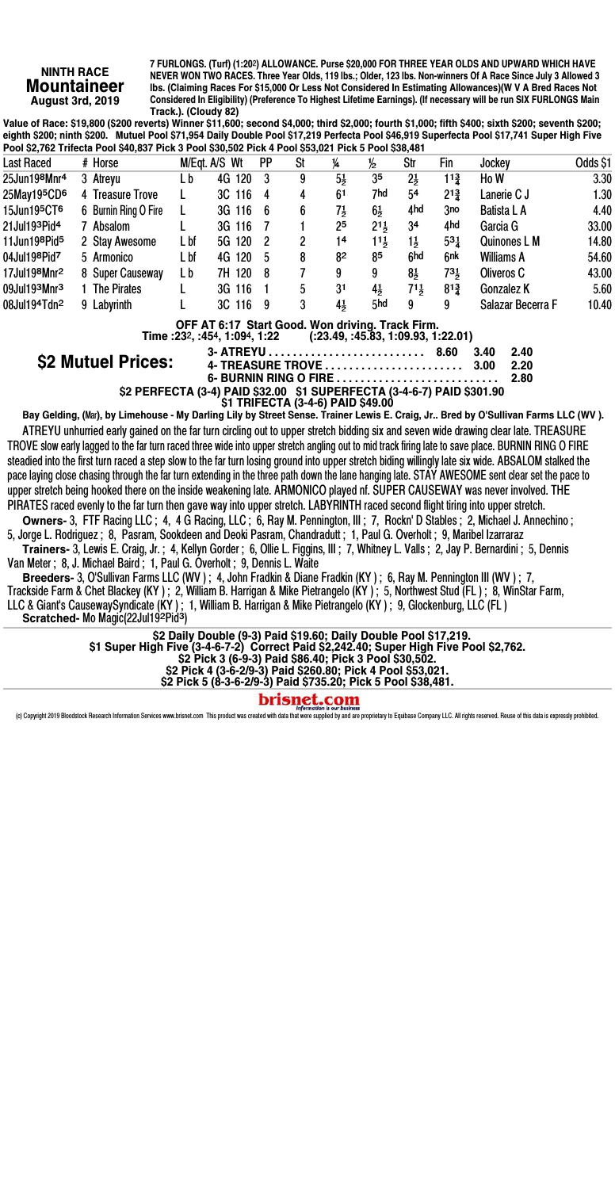**NINTH RACE**
**Mountaineer**
**August 3rd, 2019**

**7 FURLONGS. (Turf) (1:20[2]) ALLOWANCE. Purse $20,000 FOR THREE YEAR OLDS AND UPWARD WHICH HAVE NEVER WON TWO RACES. Three Year Olds, 119 lbs.; Older, 123 lbs. Non-winners Of A Race Since July 3 Allowed 3 lbs. (Claiming Races For $15,000 Or Less Not Considered In Estimating Allowances)(W V A Bred Races Not Considered In Eligibility) (Preference To Highest Lifetime Earnings). (If necessary will be run SIX FURLONGS Main Track.). (Cloudy 82)**

**Value of Race: $19,800 ($200 reverts) Winner $11,600; second $4,000; third $2,000; fourth $1,000; fifth $400; sixth $200; seventh $200; eighth $200; ninth $200. Mutuel Pool $71,954 Daily Double Pool $17,219 Perfecta Pool $46,919 Superfecta Pool $17,741 Super High Five Pool $2,762 Trifecta Pool $40,837 Pick 3 Pool $30,502 Pick 4 Pool $53,021 Pick 5 Pool $38,481**

| Last Raced | # Horse | M/Eqt. | A/S | Wt | PP | St | ¼ | ½ | Str | Fin | Jockey | Odds $1 |
|---|---|---|---|---|---|---|---|---|---|---|---|---|
| 25Jun19 8Mnr4 | 3 Atreyu | L b | 4G | 120 | 3 | 9 | 5½ | 3[5] | 2½ | 1 1¾ | Ho W | 3.30 |
| 25May19 5CD6 | 4 Treasure Trove | L | 3C | 116 | 4 | 4 | 6[1] | 7hd | 5[4] | 2 1¾ | Lanerie C J | 1.30 |
| 15Jun19 5CT6 | 6 Burnin Ring O Fire | L | 3G | 116 | 6 | 6 | 7½ | 6½ | 4hd | 3no | Batista L A | 4.40 |
| 21Jul19 3Pid4 | 7 Absalom | L | 3G | 116 | 7 | 1 | 2[5] | 2 1½ | 3[4] | 4hd | Garcia G | 33.00 |
| 11Jun19 8Pid5 | 2 Stay Awesome | L bf | 5G | 120 | 2 | 2 | 1[4] | 1 1½ | 1½ | 5 3¼ | Quinones L M | 14.80 |
| 04Jul19 8Pid7 | 5 Armonico | L bf | 4G | 120 | 5 | 8 | 8[2] | 8[5] | 6hd | 6nk | Williams A | 54.60 |
| 17Jul19 8Mnr2 | 8 Super Causeway | L b | 7H | 120 | 8 | 7 | 9 | 9 | 8½ | 7 3½ | Oliveros C | 43.00 |
| 09Jul19 3Mnr3 | 1 The Pirates | L | 3G | 116 | 1 | 5 | 3[1] | 4½ | 7 1½ | 8 1¾ | Gonzalez K | 5.60 |
| 08Jul19 4Tdn2 | 9 Labyrinth | L | 3C | 116 | 9 | 3 | 4½ | 5hd | 9 | 9 | Salazar Becerra F | 10.40 |

**OFF AT 6:17 Start Good. Won driving. Track Firm.**
**Time :23[2], :45[4], 1:09[4], 1:22 (:23.49, :45.83, 1:09.93, 1:22.01)**

**$2 Mutuel Prices:**

| | | | |
|---|---|---|---|
| 3- ATREYU | 8.60 | 3.40 | 2.40 |
| 4- TREASURE TROVE | | 3.00 | 2.20 |
| 6- BURNIN RING O FIRE | | | 2.80 |

**$2 PERFECTA (3-4) PAID $32.00 $1 SUPERFECTA (3-4-6-7) PAID $301.90**
**$1 TRIFECTA (3-4-6) PAID $49.00**

**Bay Gelding, (Mar), by Limehouse - My Darling Lily by Street Sense. Trainer Lewis E. Craig, Jr.. Bred by O'Sullivan Farms LLC (WV ).**

ATREYU unhurried early gained on the far turn circling out to upper stretch bidding six and seven wide drawing clear late. TREASURE TROVE slow early lagged to the far turn raced three wide into upper stretch angling out to mid track firing late to save place. BURNIN RING O FIRE steadied into the first turn raced a step slow to the far turn losing ground into upper stretch biding willingly late six wide. ABSALOM stalked the pace laying close chasing through the far turn extending in the three path down the lane hanging late. STAY AWESOME sent clear set the pace to upper stretch being hooked there on the inside weakening late. ARMONICO played nf. SUPER CAUSEWAY was never involved. THE PIRATES raced evenly to the far turn then gave way into upper stretch. LABYRINTH raced second flight tiring into upper stretch.

**Owners-** 3, FTF Racing LLC ; 4, 4 G Racing, LLC ; 6, Ray M. Pennington, III ; 7, Rockn' D Stables ; 2, Michael J. Annechino ; 5, Jorge L. Rodriguez ; 8, Pasram, Sookdeen and Deoki Pasram, Chandradutt ; 1, Paul G. Overholt ; 9, Maribel Izarraraz

**Trainers-** 3, Lewis E. Craig, Jr. ; 4, Kellyn Gorder ; 6, Ollie L. Figgins, III ; 7, Whitney L. Valls ; 2, Jay P. Bernardini ; 5, Dennis Van Meter ; 8, J. Michael Baird ; 1, Paul G. Overholt ; 9, Dennis L. Waite

**Breeders-** 3, O'Sullivan Farms LLC (WV ) ; 4, John Fradkin & Diane Fradkin (KY ) ; 6, Ray M. Pennington III (WV ) ; 7, Trackside Farm & Chet Blackey (KY ) ; 2, William B. Harrigan & Mike Pietrangelo (KY ) ; 5, Northwest Stud (FL ) ; 8, WinStar Farm, LLC & Giant's CausewaySyndicate (KY ) ; 1, William B. Harrigan & Mike Pietrangelo (KY ) ; 9, Glockenburg, LLC (FL )

**Scratched-** Mo Magic(22Jul19 2Pid3)

**$2 Daily Double (9-3) Paid $19.60; Daily Double Pool $17,219.**
**$1 Super High Five (3-4-6-7-2) Correct Paid $2,242.40; Super High Five Pool $2,762.**
**$2 Pick 3 (6-9-3) Paid $86.40; Pick 3 Pool $30,502.**
**$2 Pick 4 (3-6-2/9-3) Paid $260.80; Pick 4 Pool $53,021.**
**$2 Pick 5 (8-3-6-2/9-3) Paid $735.20; Pick 5 Pool $38,481.**

brisnet.com

(c) Copyright 2019 Bloodstock Research Information Services www.brisnet.com This product was created with data that were supplied by and are proprietary to Equibase Company LLC. All rights reserved. Reuse of this data is expressly prohibited.